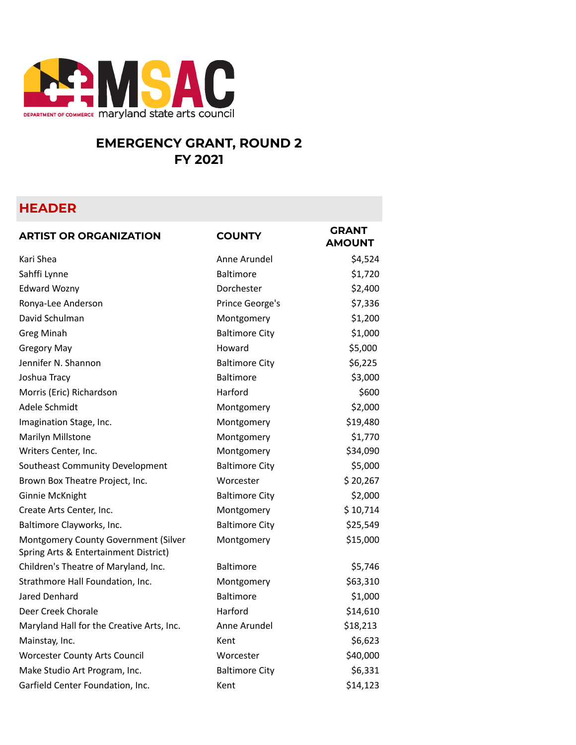MSAC maryland state arts council
DEPARTMENT OF COMMERCE

# EMERGENCY GRANT, ROUND 2
# FY 2021

## HEADER

| ARTIST OR ORGANIZATION | COUNTY | GRANT AMOUNT |
|---|---|---|
| Kari Shea | Anne Arundel | $4,524 |
| Sahffi Lynne | Baltimore | $1,720 |
| Edward Wozny | Dorchester | $2,400 |
| Ronya-Lee Anderson | Prince George's | $7,336 |
| David Schulman | Montgomery | $1,200 |
| Greg Minah | Baltimore City | $1,000 |
| Gregory May | Howard | $5,000 |
| Jennifer N. Shannon | Baltimore City | $6,225 |
| Joshua Tracy | Baltimore | $3,000 |
| Morris (Eric) Richardson | Harford | $600 |
| Adele Schmidt | Montgomery | $2,000 |
| Imagination Stage, Inc. | Montgomery | $19,480 |
| Marilyn Millstone | Montgomery | $1,770 |
| Writers Center, Inc. | Montgomery | $34,090 |
| Southeast Community Development | Baltimore City | $5,000 |
| Brown Box Theatre Project, Inc. | Worcester | $ 20,267 |
| Ginnie McKnight | Baltimore City | $2,000 |
| Create Arts Center, Inc. | Montgomery | $ 10,714 |
| Baltimore Clayworks, Inc. | Baltimore City | $25,549 |
| Montgomery County Government (Silver Spring Arts & Entertainment District) | Montgomery | $15,000 |
| Children's Theatre of Maryland, Inc. | Baltimore | $5,746 |
| Strathmore Hall Foundation, Inc. | Montgomery | $63,310 |
| Jared Denhard | Baltimore | $1,000 |
| Deer Creek Chorale | Harford | $14,610 |
| Maryland Hall for the Creative Arts, Inc. | Anne Arundel | $18,213 |
| Mainstay, Inc. | Kent | $6,623 |
| Worcester County Arts Council | Worcester | $40,000 |
| Make Studio Art Program, Inc. | Baltimore City | $6,331 |
| Garfield Center Foundation, Inc. | Kent | $14,123 |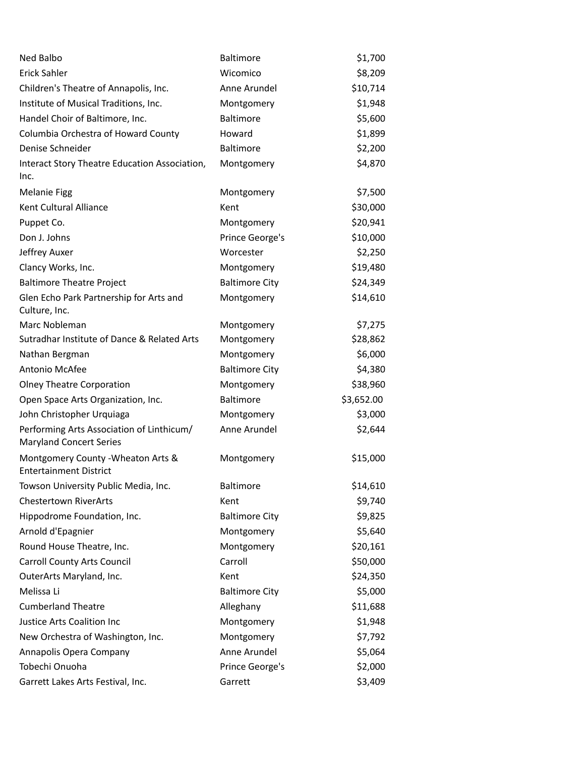| | | |
|---|---|---|
| Ned Balbo | Baltimore | $1,700 |
| Erick Sahler | Wicomico | $8,209 |
| Children's Theatre of Annapolis, Inc. | Anne Arundel | $10,714 |
| Institute of Musical Traditions, Inc. | Montgomery | $1,948 |
| Handel Choir of Baltimore, Inc. | Baltimore | $5,600 |
| Columbia Orchestra of Howard County | Howard | $1,899 |
| Denise Schneider | Baltimore | $2,200 |
| Interact Story Theatre Education Association, Inc. | Montgomery | $4,870 |
| Melanie Figg | Montgomery | $7,500 |
| Kent Cultural Alliance | Kent | $30,000 |
| Puppet Co. | Montgomery | $20,941 |
| Don J. Johns | Prince George's | $10,000 |
| Jeffrey Auxer | Worcester | $2,250 |
| Clancy Works, Inc. | Montgomery | $19,480 |
| Baltimore Theatre Project | Baltimore City | $24,349 |
| Glen Echo Park Partnership for Arts and Culture, Inc. | Montgomery | $14,610 |
| Marc Nobleman | Montgomery | $7,275 |
| Sutradhar Institute of Dance & Related Arts | Montgomery | $28,862 |
| Nathan Bergman | Montgomery | $6,000 |
| Antonio McAfee | Baltimore City | $4,380 |
| Olney Theatre Corporation | Montgomery | $38,960 |
| Open Space Arts Organization, Inc. | Baltimore | $3,652.00 |
| John Christopher Urquiaga | Montgomery | $3,000 |
| Performing Arts Association of Linthicum/ Maryland Concert Series | Anne Arundel | $2,644 |
| Montgomery County -Wheaton Arts & Entertainment District | Montgomery | $15,000 |
| Towson University Public Media, Inc. | Baltimore | $14,610 |
| Chestertown RiverArts | Kent | $9,740 |
| Hippodrome Foundation, Inc. | Baltimore City | $9,825 |
| Arnold d'Epagnier | Montgomery | $5,640 |
| Round House Theatre, Inc. | Montgomery | $20,161 |
| Carroll County Arts Council | Carroll | $50,000 |
| OuterArts Maryland, Inc. | Kent | $24,350 |
| Melissa Li | Baltimore City | $5,000 |
| Cumberland Theatre | Alleghany | $11,688 |
| Justice Arts Coalition Inc | Montgomery | $1,948 |
| New Orchestra of Washington, Inc. | Montgomery | $7,792 |
| Annapolis Opera Company | Anne Arundel | $5,064 |
| Tobechi Onuoha | Prince George's | $2,000 |
| Garrett Lakes Arts Festival, Inc. | Garrett | $3,409 |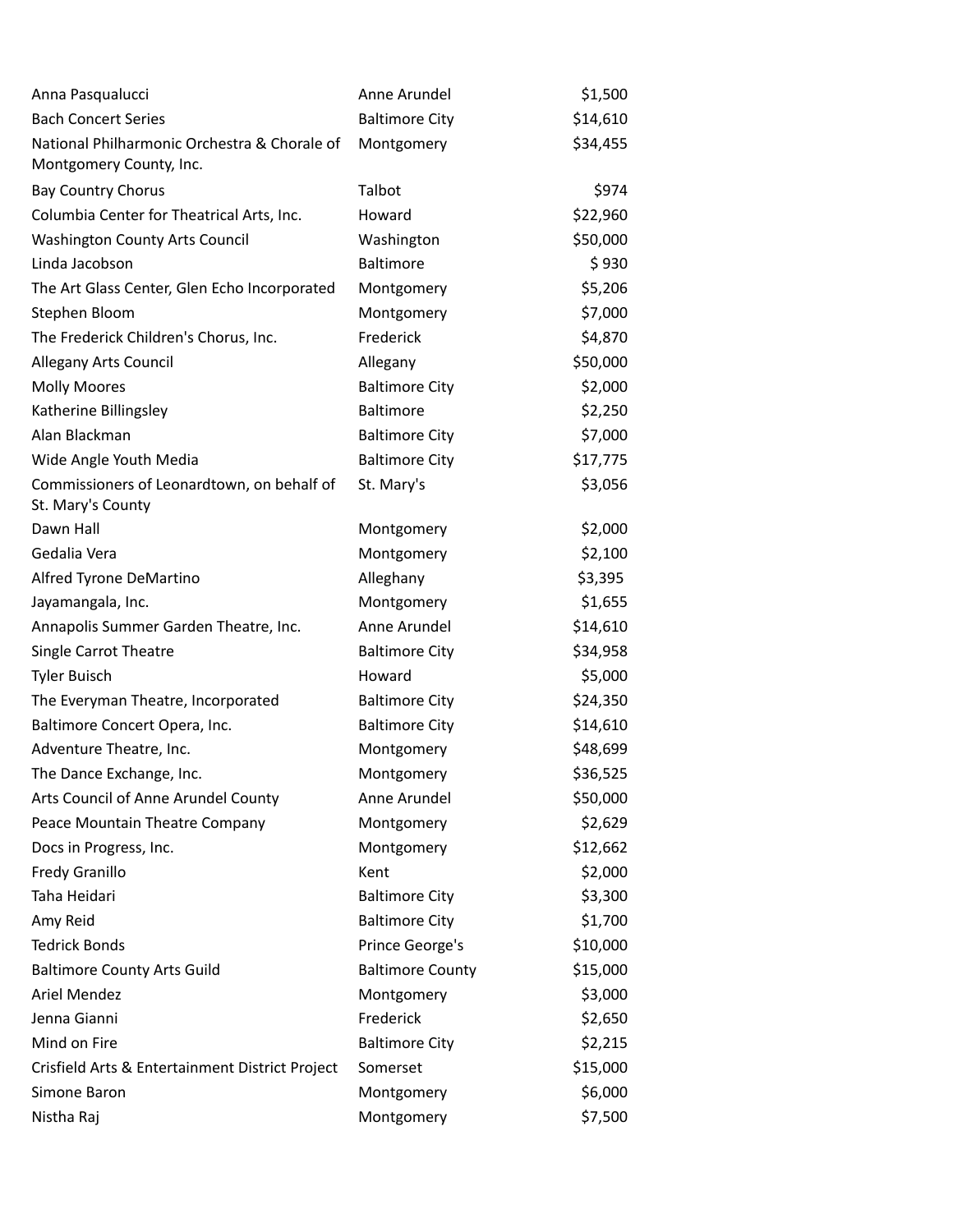| | | |
|---|---|---|
| Anna Pasqualucci | Anne Arundel | $1,500 |
| Bach Concert Series | Baltimore City | $14,610 |
| National Philharmonic Orchestra & Chorale of Montgomery County, Inc. | Montgomery | $34,455 |
| Bay Country Chorus | Talbot | $974 |
| Columbia Center for Theatrical Arts, Inc. | Howard | $22,960 |
| Washington County Arts Council | Washington | $50,000 |
| Linda Jacobson | Baltimore | $ 930 |
| The Art Glass Center, Glen Echo Incorporated | Montgomery | $5,206 |
| Stephen Bloom | Montgomery | $7,000 |
| The Frederick Children's Chorus, Inc. | Frederick | $4,870 |
| Allegany Arts Council | Allegany | $50,000 |
| Molly Moores | Baltimore City | $2,000 |
| Katherine Billingsley | Baltimore | $2,250 |
| Alan Blackman | Baltimore City | $7,000 |
| Wide Angle Youth Media | Baltimore City | $17,775 |
| Commissioners of Leonardtown, on behalf of St. Mary's County | St. Mary's | $3,056 |
| Dawn Hall | Montgomery | $2,000 |
| Gedalia Vera | Montgomery | $2,100 |
| Alfred Tyrone DeMartino | Alleghany | $3,395 |
| Jayamangala, Inc. | Montgomery | $1,655 |
| Annapolis Summer Garden Theatre, Inc. | Anne Arundel | $14,610 |
| Single Carrot Theatre | Baltimore City | $34,958 |
| Tyler Buisch | Howard | $5,000 |
| The Everyman Theatre, Incorporated | Baltimore City | $24,350 |
| Baltimore Concert Opera, Inc. | Baltimore City | $14,610 |
| Adventure Theatre, Inc. | Montgomery | $48,699 |
| The Dance Exchange, Inc. | Montgomery | $36,525 |
| Arts Council of Anne Arundel County | Anne Arundel | $50,000 |
| Peace Mountain Theatre Company | Montgomery | $2,629 |
| Docs in Progress, Inc. | Montgomery | $12,662 |
| Fredy Granillo | Kent | $2,000 |
| Taha Heidari | Baltimore City | $3,300 |
| Amy Reid | Baltimore City | $1,700 |
| Tedrick Bonds | Prince George's | $10,000 |
| Baltimore County Arts Guild | Baltimore County | $15,000 |
| Ariel Mendez | Montgomery | $3,000 |
| Jenna Gianni | Frederick | $2,650 |
| Mind on Fire | Baltimore City | $2,215 |
| Crisfield Arts & Entertainment District Project | Somerset | $15,000 |
| Simone Baron | Montgomery | $6,000 |
| Nistha Raj | Montgomery | $7,500 |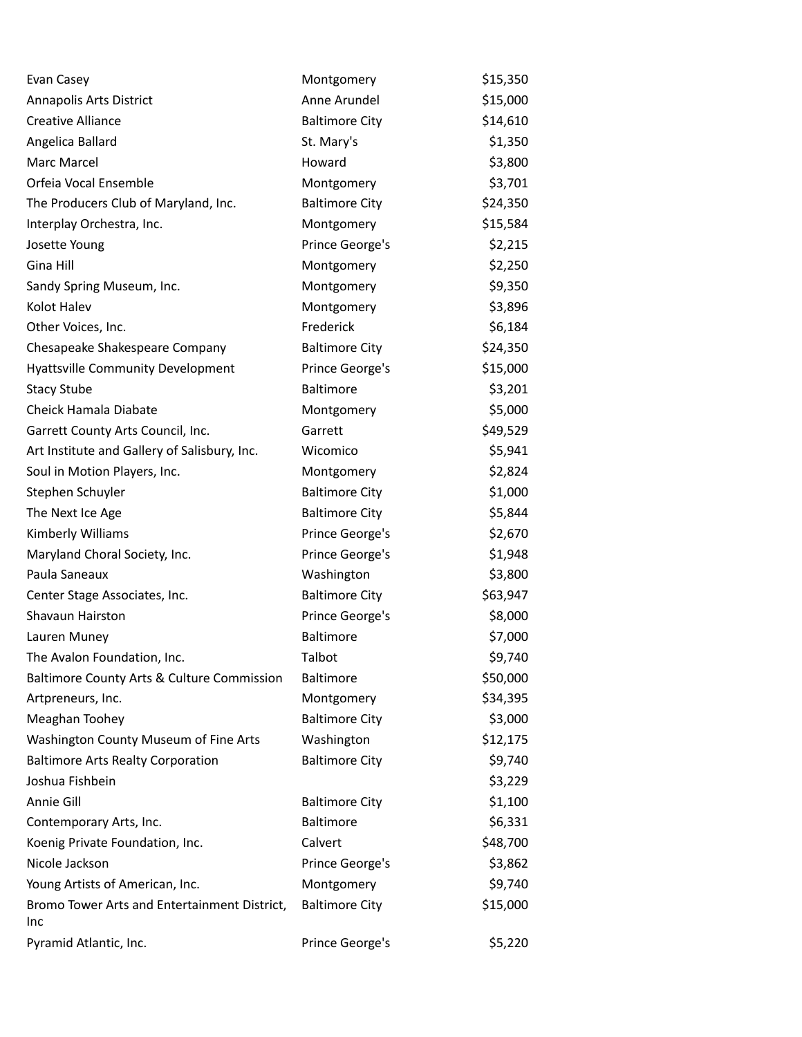| | | |
|---|---|---|
| Evan Casey | Montgomery | $15,350 |
| Annapolis Arts District | Anne Arundel | $15,000 |
| Creative Alliance | Baltimore City | $14,610 |
| Angelica Ballard | St. Mary's | $1,350 |
| Marc Marcel | Howard | $3,800 |
| Orfeia Vocal Ensemble | Montgomery | $3,701 |
| The Producers Club of Maryland, Inc. | Baltimore City | $24,350 |
| Interplay Orchestra, Inc. | Montgomery | $15,584 |
| Josette Young | Prince George's | $2,215 |
| Gina Hill | Montgomery | $2,250 |
| Sandy Spring Museum, Inc. | Montgomery | $9,350 |
| Kolot Halev | Montgomery | $3,896 |
| Other Voices, Inc. | Frederick | $6,184 |
| Chesapeake Shakespeare Company | Baltimore City | $24,350 |
| Hyattsville Community Development | Prince George's | $15,000 |
| Stacy Stube | Baltimore | $3,201 |
| Cheick Hamala Diabate | Montgomery | $5,000 |
| Garrett County Arts Council, Inc. | Garrett | $49,529 |
| Art Institute and Gallery of Salisbury, Inc. | Wicomico | $5,941 |
| Soul in Motion Players, Inc. | Montgomery | $2,824 |
| Stephen Schuyler | Baltimore City | $1,000 |
| The Next Ice Age | Baltimore City | $5,844 |
| Kimberly Williams | Prince George's | $2,670 |
| Maryland Choral Society, Inc. | Prince George's | $1,948 |
| Paula Saneaux | Washington | $3,800 |
| Center Stage Associates, Inc. | Baltimore City | $63,947 |
| Shavaun Hairston | Prince George's | $8,000 |
| Lauren Muney | Baltimore | $7,000 |
| The Avalon Foundation, Inc. | Talbot | $9,740 |
| Baltimore County Arts & Culture Commission | Baltimore | $50,000 |
| Artpreneurs, Inc. | Montgomery | $34,395 |
| Meaghan Toohey | Baltimore City | $3,000 |
| Washington County Museum of Fine Arts | Washington | $12,175 |
| Baltimore Arts Realty Corporation | Baltimore City | $9,740 |
| Joshua Fishbein | | $3,229 |
| Annie Gill | Baltimore City | $1,100 |
| Contemporary Arts, Inc. | Baltimore | $6,331 |
| Koenig Private Foundation, Inc. | Calvert | $48,700 |
| Nicole Jackson | Prince George's | $3,862 |
| Young Artists of American, Inc. | Montgomery | $9,740 |
| Bromo Tower Arts and Entertainment District, Inc | Baltimore City | $15,000 |
| Pyramid Atlantic, Inc. | Prince George's | $5,220 |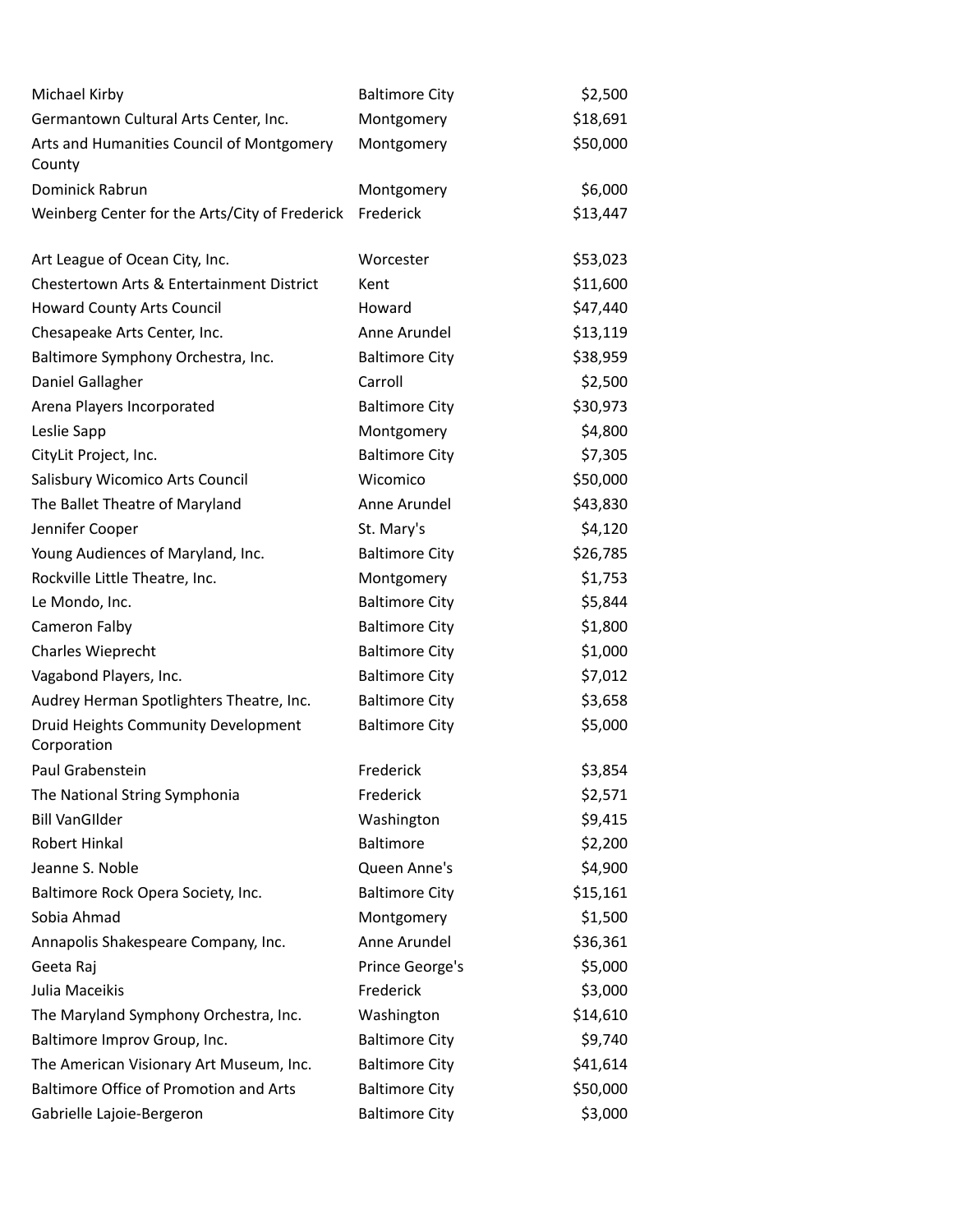| | | |
|---|---|---|
| Michael Kirby | Baltimore City | $2,500 |
| Germantown Cultural Arts Center, Inc. | Montgomery | $18,691 |
| Arts and Humanities Council of Montgomery County | Montgomery | $50,000 |
| Dominick Rabrun | Montgomery | $6,000 |
| Weinberg Center for the Arts/City of Frederick | Frederick | $13,447 |
| Art League of Ocean City, Inc. | Worcester | $53,023 |
| Chestertown Arts & Entertainment District | Kent | $11,600 |
| Howard County Arts Council | Howard | $47,440 |
| Chesapeake Arts Center, Inc. | Anne Arundel | $13,119 |
| Baltimore Symphony Orchestra, Inc. | Baltimore City | $38,959 |
| Daniel Gallagher | Carroll | $2,500 |
| Arena Players Incorporated | Baltimore City | $30,973 |
| Leslie Sapp | Montgomery | $4,800 |
| CityLit Project, Inc. | Baltimore City | $7,305 |
| Salisbury Wicomico Arts Council | Wicomico | $50,000 |
| The Ballet Theatre of Maryland | Anne Arundel | $43,830 |
| Jennifer Cooper | St. Mary's | $4,120 |
| Young Audiences of Maryland, Inc. | Baltimore City | $26,785 |
| Rockville Little Theatre, Inc. | Montgomery | $1,753 |
| Le Mondo, Inc. | Baltimore City | $5,844 |
| Cameron Falby | Baltimore City | $1,800 |
| Charles Wieprecht | Baltimore City | $1,000 |
| Vagabond Players, Inc. | Baltimore City | $7,012 |
| Audrey Herman Spotlighters Theatre, Inc. | Baltimore City | $3,658 |
| Druid Heights Community Development Corporation | Baltimore City | $5,000 |
| Paul Grabenstein | Frederick | $3,854 |
| The National String Symphonia | Frederick | $2,571 |
| Bill VanGIlder | Washington | $9,415 |
| Robert Hinkal | Baltimore | $2,200 |
| Jeanne S. Noble | Queen Anne's | $4,900 |
| Baltimore Rock Opera Society, Inc. | Baltimore City | $15,161 |
| Sobia Ahmad | Montgomery | $1,500 |
| Annapolis Shakespeare Company, Inc. | Anne Arundel | $36,361 |
| Geeta Raj | Prince George's | $5,000 |
| Julia Maceikis | Frederick | $3,000 |
| The Maryland Symphony Orchestra, Inc. | Washington | $14,610 |
| Baltimore Improv Group, Inc. | Baltimore City | $9,740 |
| The American Visionary Art Museum, Inc. | Baltimore City | $41,614 |
| Baltimore Office of Promotion and Arts | Baltimore City | $50,000 |
| Gabrielle Lajoie-Bergeron | Baltimore City | $3,000 |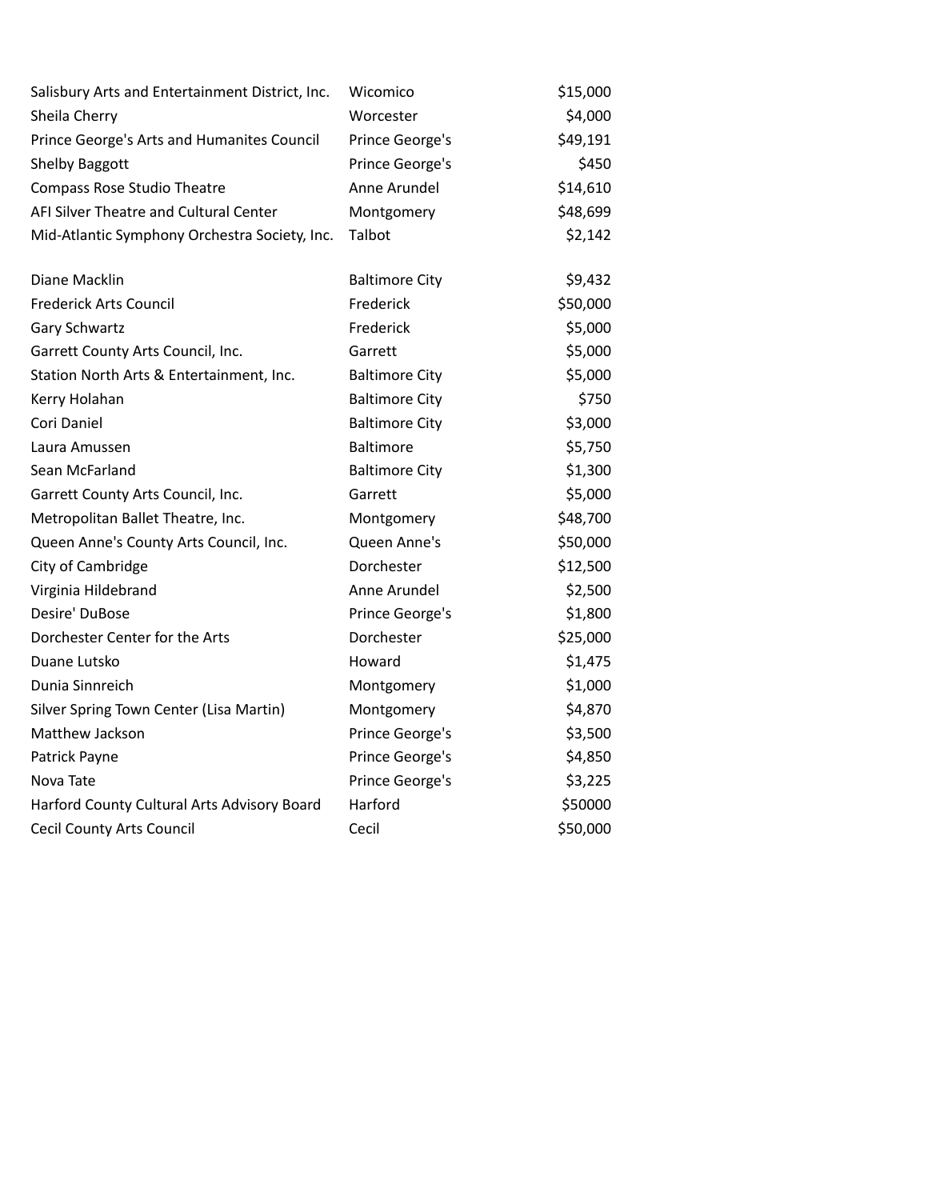| | | |
|---|---|---|
| Salisbury Arts and Entertainment District, Inc. | Wicomico | $15,000 |
| Sheila Cherry | Worcester | $4,000 |
| Prince George's Arts and Humanites Council | Prince George's | $49,191 |
| Shelby Baggott | Prince George's | $450 |
| Compass Rose Studio Theatre | Anne Arundel | $14,610 |
| AFI Silver Theatre and Cultural Center | Montgomery | $48,699 |
| Mid-Atlantic Symphony Orchestra Society, Inc. | Talbot | $2,142 |
| Diane Macklin | Baltimore City | $9,432 |
| Frederick Arts Council | Frederick | $50,000 |
| Gary Schwartz | Frederick | $5,000 |
| Garrett County Arts Council, Inc. | Garrett | $5,000 |
| Station North Arts & Entertainment, Inc. | Baltimore City | $5,000 |
| Kerry Holahan | Baltimore City | $750 |
| Cori Daniel | Baltimore City | $3,000 |
| Laura Amussen | Baltimore | $5,750 |
| Sean McFarland | Baltimore City | $1,300 |
| Garrett County Arts Council, Inc. | Garrett | $5,000 |
| Metropolitan Ballet Theatre, Inc. | Montgomery | $48,700 |
| Queen Anne's County Arts Council, Inc. | Queen Anne's | $50,000 |
| City of Cambridge | Dorchester | $12,500 |
| Virginia Hildebrand | Anne Arundel | $2,500 |
| Desire' DuBose | Prince George's | $1,800 |
| Dorchester Center for the Arts | Dorchester | $25,000 |
| Duane Lutsko | Howard | $1,475 |
| Dunia Sinnreich | Montgomery | $1,000 |
| Silver Spring Town Center (Lisa Martin) | Montgomery | $4,870 |
| Matthew Jackson | Prince George's | $3,500 |
| Patrick Payne | Prince George's | $4,850 |
| Nova Tate | Prince George's | $3,225 |
| Harford County Cultural Arts Advisory Board | Harford | $50000 |
| Cecil County Arts Council | Cecil | $50,000 |